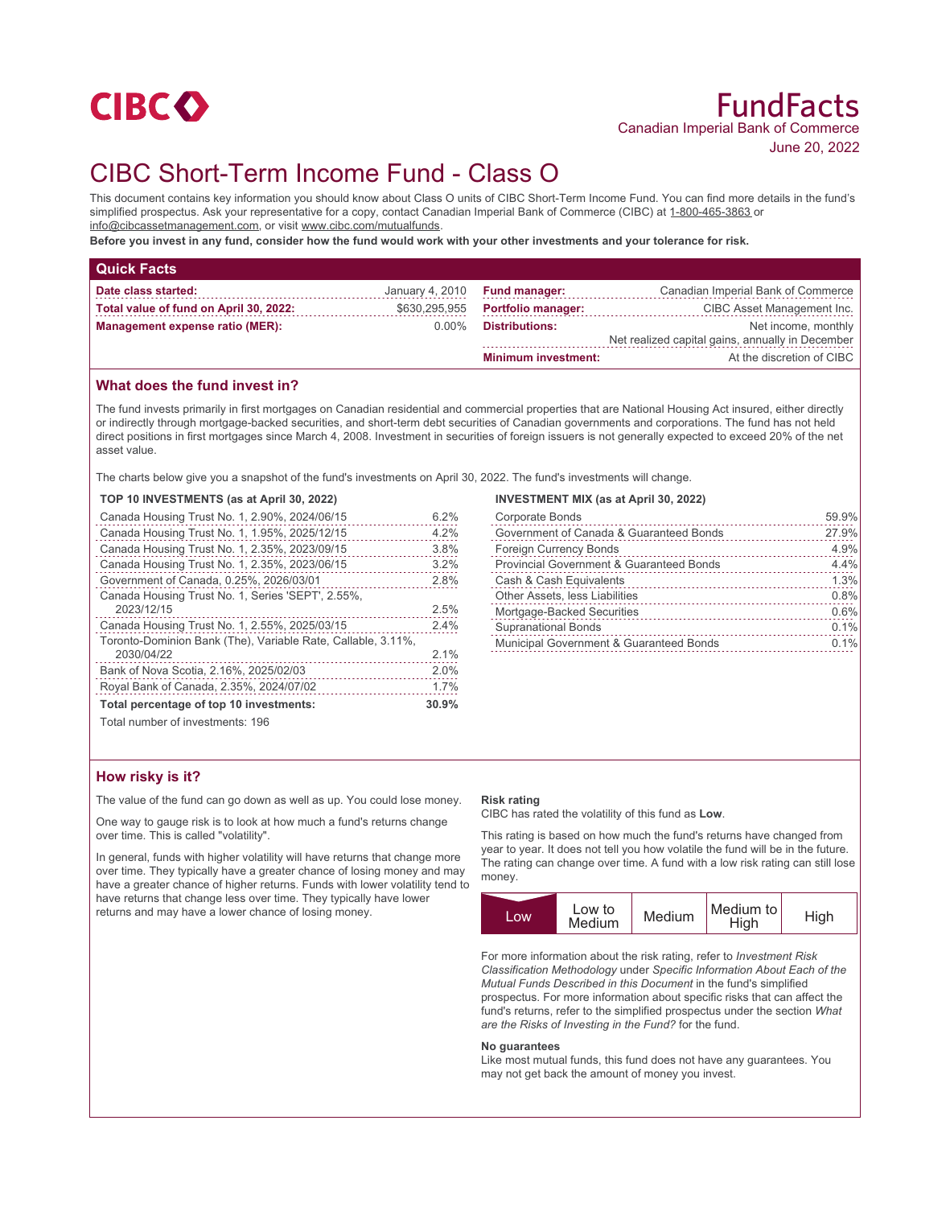CIBC

# FundFacts

Canadian Imperial Bank of Commerce

June 20, 2022

# CIBC Short-Term Income Fund - Class O

This document contains key information you should know about Class O units of CIBC Short-Term Income Fund. You can find more details in the fund's simplified prospectus. Ask your representative for a copy, contact Canadian Imperial Bank of Commerce (CIBC) at 1-800-465-3863 or info@cibcassetmanagement.com, or visit www.cibc.com/mutualfunds.

**Before you invest in any fund, consider how the fund would work with your other investments and your tolerance for risk.**

## Quick Facts

| | | | |
|---|---|---|---|
| **Date class started:** | January 4, 2010 | **Fund manager:** | Canadian Imperial Bank of Commerce |
| **Total value of fund on April 30, 2022:** | $630,295,955 | **Portfolio manager:** | CIBC Asset Management Inc. |
| **Management expense ratio (MER):** | 0.00% | **Distributions:** | Net income, monthly<br>Net realized capital gains, annually in December |
| | | **Minimum investment:** | At the discretion of CIBC |

## What does the fund invest in?

The fund invests primarily in first mortgages on Canadian residential and commercial properties that are National Housing Act insured, either directly or indirectly through mortgage-backed securities, and short-term debt securities of Canadian governments and corporations. The fund has not held direct positions in first mortgages since March 4, 2008. Investment in securities of foreign issuers is not generally expected to exceed 20% of the net asset value.

The charts below give you a snapshot of the fund's investments on April 30, 2022. The fund's investments will change.

**TOP 10 INVESTMENTS (as at April 30, 2022)**

| | |
|---|---|
| Canada Housing Trust No. 1, 2.90%, 2024/06/15 | 6.2% |
| Canada Housing Trust No. 1, 1.95%, 2025/12/15 | 4.2% |
| Canada Housing Trust No. 1, 2.35%, 2023/09/15 | 3.8% |
| Canada Housing Trust No. 1, 2.35%, 2023/06/15 | 3.2% |
| Government of Canada, 0.25%, 2026/03/01 | 2.8% |
| Canada Housing Trust No. 1, Series 'SEPT', 2.55%, 2023/12/15 | 2.5% |
| Canada Housing Trust No. 1, 2.55%, 2025/03/15 | 2.4% |
| Toronto-Dominion Bank (The), Variable Rate, Callable, 3.11%, 2030/04/22 | 2.1% |
| Bank of Nova Scotia, 2.16%, 2025/02/03 | 2.0% |
| Royal Bank of Canada, 2.35%, 2024/07/02 | 1.7% |
| **Total percentage of top 10 investments:** | **30.9%** |

Total number of investments: 196

**INVESTMENT MIX (as at April 30, 2022)**

| | |
|---|---|
| Corporate Bonds | 59.9% |
| Government of Canada & Guaranteed Bonds | 27.9% |
| Foreign Currency Bonds | 4.9% |
| Provincial Government & Guaranteed Bonds | 4.4% |
| Cash & Cash Equivalents | 1.3% |
| Other Assets, less Liabilities | 0.8% |
| Mortgage-Backed Securities | 0.6% |
| Supranational Bonds | 0.1% |
| Municipal Government & Guaranteed Bonds | 0.1% |

## How risky is it?

The value of the fund can go down as well as up. You could lose money.

One way to gauge risk is to look at how much a fund's returns change over time. This is called "volatility".

In general, funds with higher volatility will have returns that change more over time. They typically have a greater chance of losing money and may have a greater chance of higher returns. Funds with lower volatility tend to have returns that change less over time. They typically have lower returns and may have a lower chance of losing money.

**Risk rating**

CIBC has rated the volatility of this fund as **Low**.

This rating is based on how much the fund's returns have changed from year to year. It does not tell you how volatile the fund will be in the future. The rating can change over time. A fund with a low risk rating can still lose money.

| **Low** | Low to Medium | Medium | Medium to High | High |
|---|---|---|---|---|

For more information about the risk rating, refer to *Investment Risk Classification Methodology* under *Specific Information About Each of the Mutual Funds Described in this Document* in the fund's simplified prospectus. For more information about specific risks that can affect the fund's returns, refer to the simplified prospectus under the section *What are the Risks of Investing in the Fund?* for the fund.

**No guarantees**

Like most mutual funds, this fund does not have any guarantees. You may not get back the amount of money you invest.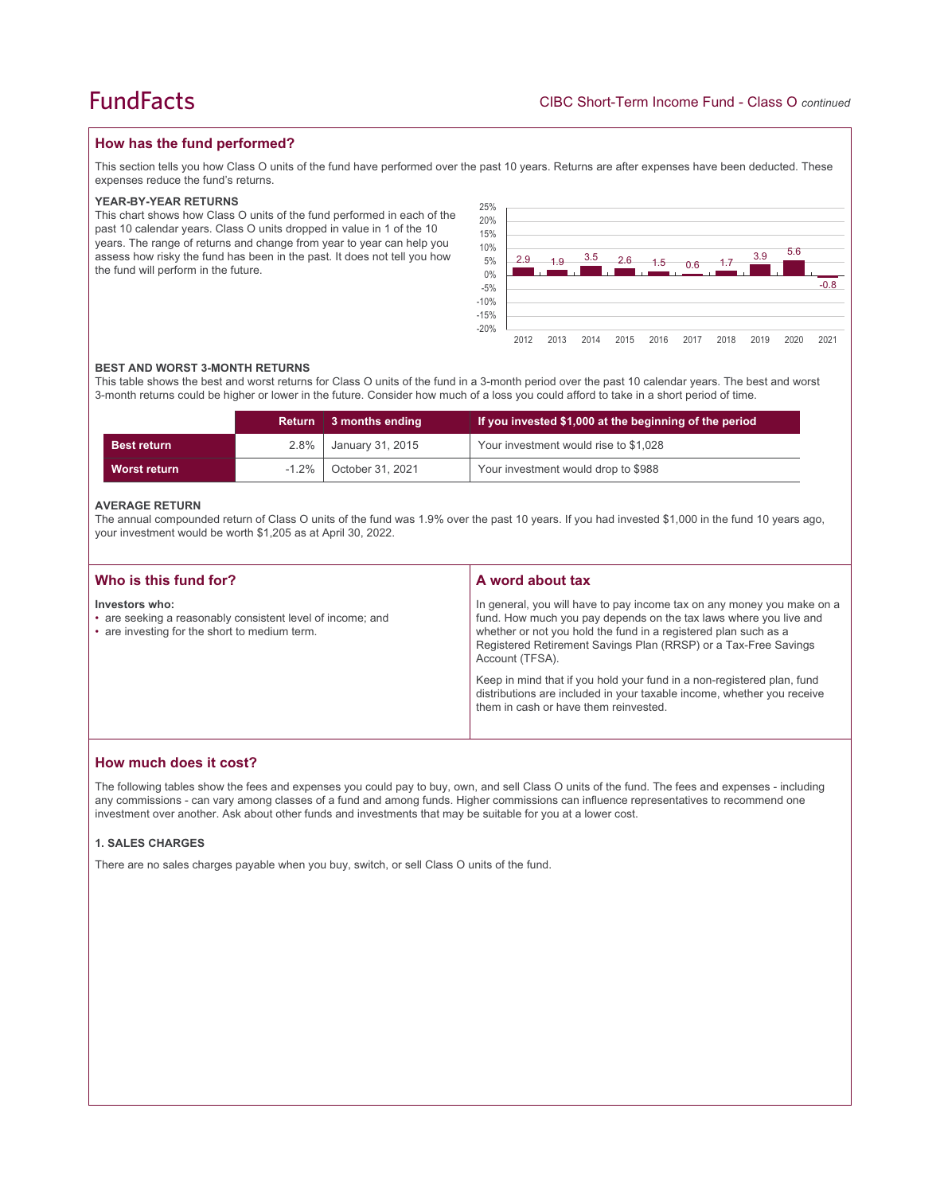## How has the fund performed?

This section tells you how Class O units of the fund have performed over the past 10 years. Returns are after expenses have been deducted. These expenses reduce the fund's returns.

### YEAR-BY-YEAR RETURNS

This chart shows how Class O units of the fund performed in each of the past 10 calendar years. Class O units dropped in value in 1 of the 10 years. The range of returns and change from year to year can help you assess how risky the fund has been in the past. It does not tell you how the fund will perform in the future.

| Year | 2012 | 2013 | 2014 | 2015 | 2016 | 2017 | 2018 | 2019 | 2020 | 2021 |
|---|---|---|---|---|---|---|---|---|---|---|
| Return (%) | 2.9 | 1.9 | 3.5 | 2.6 | 1.5 | 0.6 | 1.7 | 3.9 | 5.6 | -0.8 |

### BEST AND WORST 3-MONTH RETURNS

This table shows the best and worst returns for Class O units of the fund in a 3-month period over the past 10 calendar years. The best and worst 3-month returns could be higher or lower in the future. Consider how much of a loss you could afford to take in a short period of time.

| | Return | 3 months ending | If you invested $1,000 at the beginning of the period |
|---|---|---|---|
| **Best return** | 2.8% | January 31, 2015 | Your investment would rise to $1,028 |
| **Worst return** | -1.2% | October 31, 2021 | Your investment would drop to $988 |

### AVERAGE RETURN

The annual compounded return of Class O units of the fund was 1.9% over the past 10 years. If you had invested $1,000 in the fund 10 years ago, your investment would be worth $1,205 as at April 30, 2022.

## Who is this fund for?

**Investors who:**

- are seeking a reasonably consistent level of income; and
- are investing for the short to medium term.

## A word about tax

In general, you will have to pay income tax on any money you make on a fund. How much you pay depends on the tax laws where you live and whether or not you hold the fund in a registered plan such as a Registered Retirement Savings Plan (RRSP) or a Tax-Free Savings Account (TFSA).

Keep in mind that if you hold your fund in a non-registered plan, fund distributions are included in your taxable income, whether you receive them in cash or have them reinvested.

## How much does it cost?

The following tables show the fees and expenses you could pay to buy, own, and sell Class O units of the fund. The fees and expenses - including any commissions - can vary among classes of a fund and among funds. Higher commissions can influence representatives to recommend one investment over another. Ask about other funds and investments that may be suitable for you at a lower cost.

### 1. SALES CHARGES

There are no sales charges payable when you buy, switch, or sell Class O units of the fund.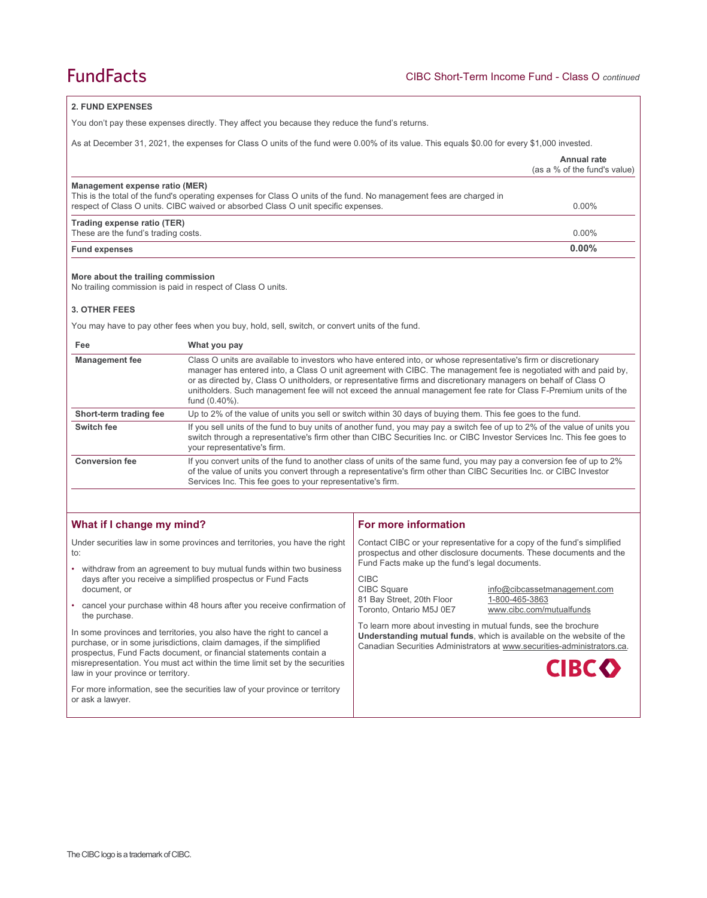## 2. FUND EXPENSES

You don't pay these expenses directly. They affect you because they reduce the fund's returns.

As at December 31, 2021, the expenses for Class O units of the fund were 0.00% of its value. This equals $0.00 for every $1,000 invested.

| | Annual rate (as a % of the fund's value) |
|---|---|
| **Management expense ratio (MER)**<br>This is the total of the fund's operating expenses for Class O units of the fund. No management fees are charged in respect of Class O units. CIBC waived or absorbed Class O unit specific expenses. | 0.00% |
| **Trading expense ratio (TER)**<br>These are the fund's trading costs. | 0.00% |
| **Fund expenses** | **0.00%** |

**More about the trailing commission**
No trailing commission is paid in respect of Class O units.

## 3. OTHER FEES

You may have to pay other fees when you buy, hold, sell, switch, or convert units of the fund.

| Fee | What you pay |
|---|---|
| **Management fee** | Class O units are available to investors who have entered into, or whose representative's firm or discretionary manager has entered into, a Class O unit agreement with CIBC. The management fee is negotiated with and paid by, or as directed by, Class O unitholders, or representative firms and discretionary managers on behalf of Class O unitholders. Such management fee will not exceed the annual management fee rate for Class F-Premium units of the fund (0.40%). |
| **Short-term trading fee** | Up to 2% of the value of units you sell or switch within 30 days of buying them. This fee goes to the fund. |
| **Switch fee** | If you sell units of the fund to buy units of another fund, you may pay a switch fee of up to 2% of the value of units you switch through a representative's firm other than CIBC Securities Inc. or CIBC Investor Services Inc. This fee goes to your representative's firm. |
| **Conversion fee** | If you convert units of the fund to another class of units of the same fund, you may pay a conversion fee of up to 2% of the value of units you convert through a representative's firm other than CIBC Securities Inc. or CIBC Investor Services Inc. This fee goes to your representative's firm. |

## What if I change my mind?

Under securities law in some provinces and territories, you have the right to:

- withdraw from an agreement to buy mutual funds within two business days after you receive a simplified prospectus or Fund Facts document, or
- cancel your purchase within 48 hours after you receive confirmation of the purchase.

In some provinces and territories, you also have the right to cancel a purchase, or in some jurisdictions, claim damages, if the simplified prospectus, Fund Facts document, or financial statements contain a misrepresentation. You must act within the time limit set by the securities law in your province or territory.

For more information, see the securities law of your province or territory or ask a lawyer.

## For more information

Contact CIBC or your representative for a copy of the fund's simplified prospectus and other disclosure documents. These documents and the Fund Facts make up the fund's legal documents.

CIBC
CIBC Square
81 Bay Street, 20th Floor
Toronto, Ontario M5J 0E7

info@cibcassetmanagement.com
1-800-465-3863
www.cibc.com/mutualfunds

To learn more about investing in mutual funds, see the brochure **Understanding mutual funds**, which is available on the website of the Canadian Securities Administrators at www.securities-administrators.ca.

CIBC

The CIBC logo is a trademark of CIBC.